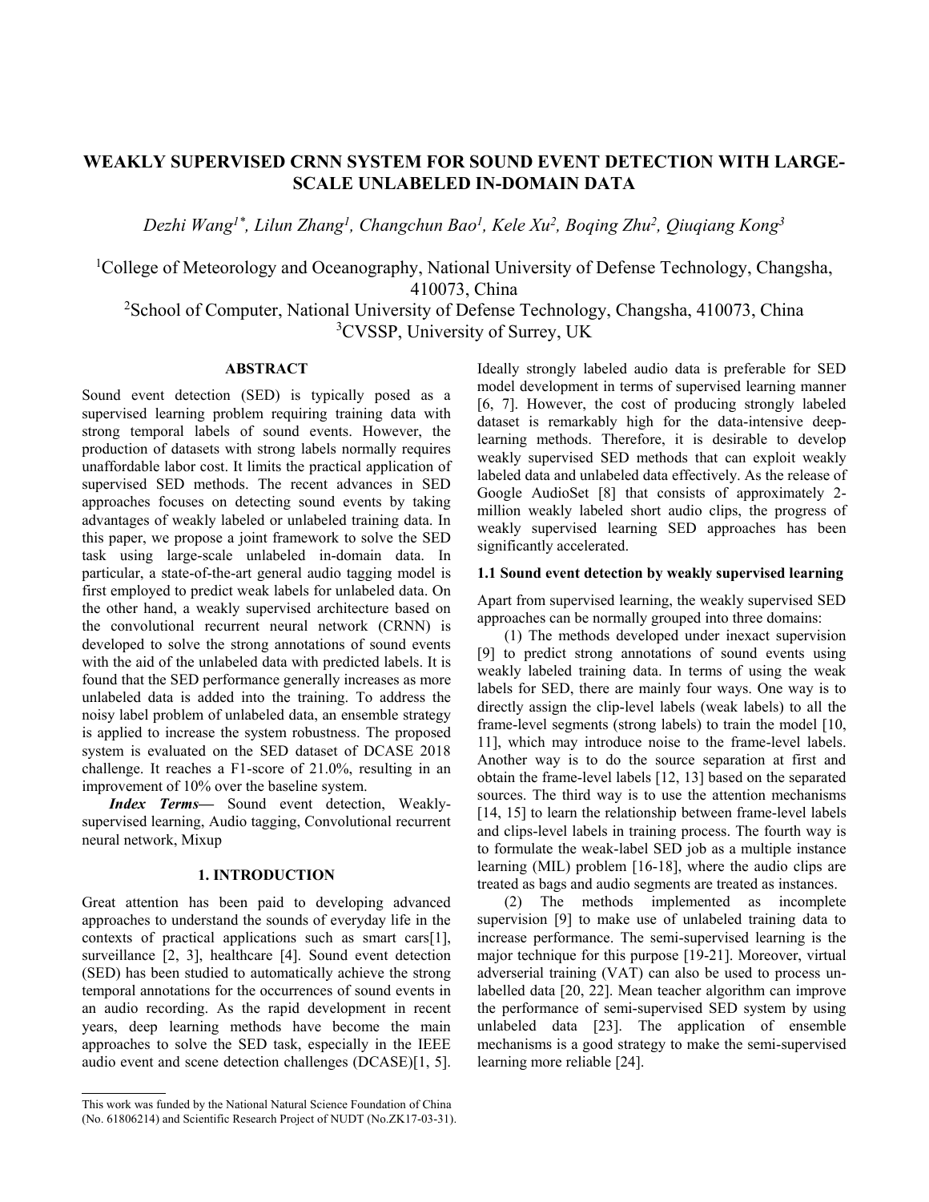# WEAKLY SUPERVISED CRNN SYSTEM FOR SOUND EVENT DETECTION WITH LARGE-SCALE UNLABELED IN-DOMAIN DATA

*Dezhi Wang[1*], Lilun Zhang[1], Changchun Bao[1], Kele Xu[2], Boqing Zhu[2], Qiuqiang Kong[3]*

[1]College of Meteorology and Oceanography, National University of Defense Technology, Changsha, 410073, China

[2]School of Computer, National University of Defense Technology, Changsha, 410073, China

[3]CVSSP, University of Surrey, UK

## ABSTRACT

Sound event detection (SED) is typically posed as a supervised learning problem requiring training data with strong temporal labels of sound events. However, the production of datasets with strong labels normally requires unaffordable labor cost. It limits the practical application of supervised SED methods. The recent advances in SED approaches focuses on detecting sound events by taking advantages of weakly labeled or unlabeled training data. In this paper, we propose a joint framework to solve the SED task using large-scale unlabeled in-domain data. In particular, a state-of-the-art general audio tagging model is first employed to predict weak labels for unlabeled data. On the other hand, a weakly supervised architecture based on the convolutional recurrent neural network (CRNN) is developed to solve the strong annotations of sound events with the aid of the unlabeled data with predicted labels. It is found that the SED performance generally increases as more unlabeled data is added into the training. To address the noisy label problem of unlabeled data, an ensemble strategy is applied to increase the system robustness. The proposed system is evaluated on the SED dataset of DCASE 2018 challenge. It reaches a F1-score of 21.0%, resulting in an improvement of 10% over the baseline system.

***Index Terms***— Sound event detection, Weakly-supervised learning, Audio tagging, Convolutional recurrent neural network, Mixup

## 1. INTRODUCTION

Great attention has been paid to developing advanced approaches to understand the sounds of everyday life in the contexts of practical applications such as smart cars[1], surveillance [2, 3], healthcare [4]. Sound event detection (SED) has been studied to automatically achieve the strong temporal annotations for the occurrences of sound events in an audio recording. As the rapid development in recent years, deep learning methods have become the main approaches to solve the SED task, especially in the IEEE audio event and scene detection challenges (DCASE)[1, 5]. Ideally strongly labeled audio data is preferable for SED model development in terms of supervised learning manner [6, 7]. However, the cost of producing strongly labeled dataset is remarkably high for the data-intensive deep-learning methods. Therefore, it is desirable to develop weakly supervised SED methods that can exploit weakly labeled data and unlabeled data effectively. As the release of Google AudioSet [8] that consists of approximately 2-million weakly labeled short audio clips, the progress of weakly supervised learning SED approaches has been significantly accelerated.

### 1.1 Sound event detection by weakly supervised learning

Apart from supervised learning, the weakly supervised SED approaches can be normally grouped into three domains:

(1) The methods developed under inexact supervision [9] to predict strong annotations of sound events using weakly labeled training data. In terms of using the weak labels for SED, there are mainly four ways. One way is to directly assign the clip-level labels (weak labels) to all the frame-level segments (strong labels) to train the model [10, 11], which may introduce noise to the frame-level labels. Another way is to do the source separation at first and obtain the frame-level labels [12, 13] based on the separated sources. The third way is to use the attention mechanisms [14, 15] to learn the relationship between frame-level labels and clips-level labels in training process. The fourth way is to formulate the weak-label SED job as a multiple instance learning (MIL) problem [16-18], where the audio clips are treated as bags and audio segments are treated as instances.

(2) The methods implemented as incomplete supervision [9] to make use of unlabeled training data to increase performance. The semi-supervised learning is the major technique for this purpose [19-21]. Moreover, virtual adverserial training (VAT) can also be used to process un-labelled data [20, 22]. Mean teacher algorithm can improve the performance of semi-supervised SED system by using unlabeled data [23]. The application of ensemble mechanisms is a good strategy to make the semi-supervised learning more reliable [24].

This work was funded by the National Natural Science Foundation of China (No. 61806214) and Scientific Research Project of NUDT (No.ZK17-03-31).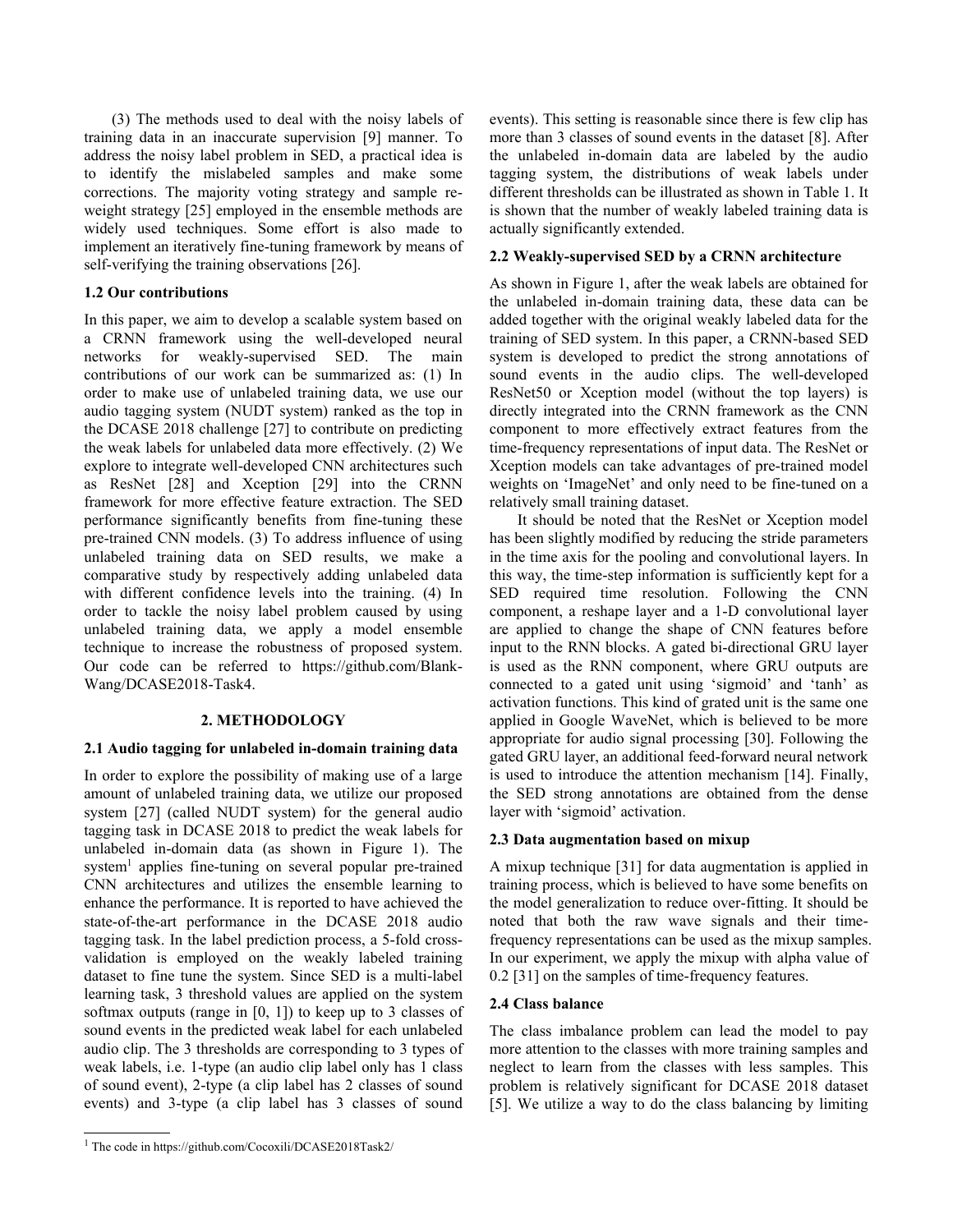(3) The methods used to deal with the noisy labels of training data in an inaccurate supervision [9] manner. To address the noisy label problem in SED, a practical idea is to identify the mislabeled samples and make some corrections. The majority voting strategy and sample re-weight strategy [25] employed in the ensemble methods are widely used techniques. Some effort is also made to implement an iteratively fine-tuning framework by means of self-verifying the training observations [26].

### 1.2 Our contributions

In this paper, we aim to develop a scalable system based on a CRNN framework using the well-developed neural networks for weakly-supervised SED. The main contributions of our work can be summarized as: (1) In order to make use of unlabeled training data, we use our audio tagging system (NUDT system) ranked as the top in the DCASE 2018 challenge [27] to contribute on predicting the weak labels for unlabeled data more effectively. (2) We explore to integrate well-developed CNN architectures such as ResNet [28] and Xception [29] into the CRNN framework for more effective feature extraction. The SED performance significantly benefits from fine-tuning these pre-trained CNN models. (3) To address influence of using unlabeled training data on SED results, we make a comparative study by respectively adding unlabeled data with different confidence levels into the training. (4) In order to tackle the noisy label problem caused by using unlabeled training data, we apply a model ensemble technique to increase the robustness of proposed system. Our code can be referred to https://github.com/Blank-Wang/DCASE2018-Task4.

## 2. METHODOLOGY

### 2.1 Audio tagging for unlabeled in-domain training data

In order to explore the possibility of making use of a large amount of unlabeled training data, we utilize our proposed system [27] (called NUDT system) for the general audio tagging task in DCASE 2018 to predict the weak labels for unlabeled in-domain data (as shown in Figure 1). The system[1] applies fine-tuning on several popular pre-trained CNN architectures and utilizes the ensemble learning to enhance the performance. It is reported to have achieved the state-of-the-art performance in the DCASE 2018 audio tagging task. In the label prediction process, a 5-fold cross-validation is employed on the weakly labeled training dataset to fine tune the system. Since SED is a multi-label learning task, 3 threshold values are applied on the system softmax outputs (range in [0, 1]) to keep up to 3 classes of sound events in the predicted weak label for each unlabeled audio clip. The 3 thresholds are corresponding to 3 types of weak labels, i.e. 1-type (an audio clip label only has 1 class of sound event), 2-type (a clip label has 2 classes of sound events) and 3-type (a clip label has 3 classes of sound events). This setting is reasonable since there is few clip has more than 3 classes of sound events in the dataset [8]. After the unlabeled in-domain data are labeled by the audio tagging system, the distributions of weak labels under different thresholds can be illustrated as shown in Table 1. It is shown that the number of weakly labeled training data is actually significantly extended.

### 2.2 Weakly-supervised SED by a CRNN architecture

As shown in Figure 1, after the weak labels are obtained for the unlabeled in-domain training data, these data can be added together with the original weakly labeled data for the training of SED system. In this paper, a CRNN-based SED system is developed to predict the strong annotations of sound events in the audio clips. The well-developed ResNet50 or Xception model (without the top layers) is directly integrated into the CRNN framework as the CNN component to more effectively extract features from the time-frequency representations of input data. The ResNet or Xception models can take advantages of pre-trained model weights on 'ImageNet' and only need to be fine-tuned on a relatively small training dataset.

It should be noted that the ResNet or Xception model has been slightly modified by reducing the stride parameters in the time axis for the pooling and convolutional layers. In this way, the time-step information is sufficiently kept for a SED required time resolution. Following the CNN component, a reshape layer and a 1-D convolutional layer are applied to change the shape of CNN features before input to the RNN blocks. A gated bi-directional GRU layer is used as the RNN component, where GRU outputs are connected to a gated unit using 'sigmoid' and 'tanh' as activation functions. This kind of grated unit is the same one applied in Google WaveNet, which is believed to be more appropriate for audio signal processing [30]. Following the gated GRU layer, an additional feed-forward neural network is used to introduce the attention mechanism [14]. Finally, the SED strong annotations are obtained from the dense layer with 'sigmoid' activation.

### 2.3 Data augmentation based on mixup

A mixup technique [31] for data augmentation is applied in training process, which is believed to have some benefits on the model generalization to reduce over-fitting. It should be noted that both the raw wave signals and their time-frequency representations can be used as the mixup samples. In our experiment, we apply the mixup with alpha value of 0.2 [31] on the samples of time-frequency features.

### 2.4 Class balance

The class imbalance problem can lead the model to pay more attention to the classes with more training samples and neglect to learn from the classes with less samples. This problem is relatively significant for DCASE 2018 dataset [5]. We utilize a way to do the class balancing by limiting

[1] The code in https://github.com/Cocoxili/DCASE2018Task2/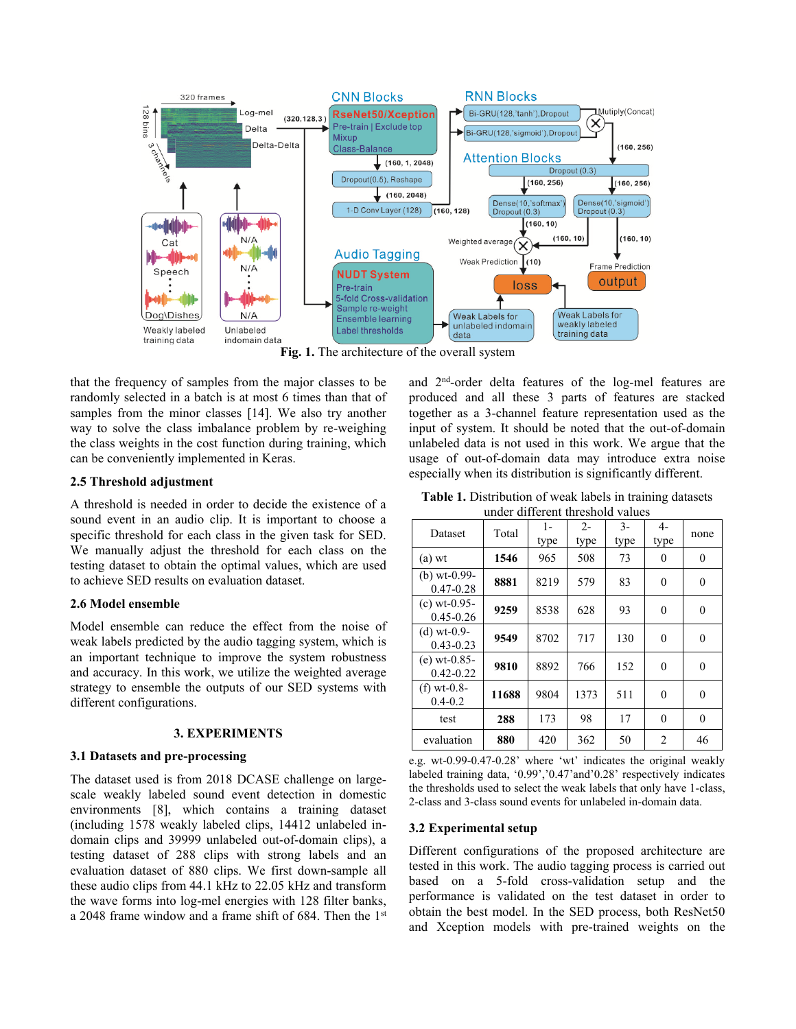**Fig. 1.** The architecture of the overall system

that the frequency of samples from the major classes to be randomly selected in a batch is at most 6 times than that of samples from the minor classes [14]. We also try another way to solve the class imbalance problem by re-weighing the class weights in the cost function during training, which can be conveniently implemented in Keras.

### 2.5 Threshold adjustment

A threshold is needed in order to decide the existence of a sound event in an audio clip. It is important to choose a specific threshold for each class in the given task for SED. We manually adjust the threshold for each class on the testing dataset to obtain the optimal values, which are used to achieve SED results on evaluation dataset.

### 2.6 Model ensemble

Model ensemble can reduce the effect from the noise of weak labels predicted by the audio tagging system, which is an important technique to improve the system robustness and accuracy. In this work, we utilize the weighted average strategy to ensemble the outputs of our SED systems with different configurations.

## 3. EXPERIMENTS

### 3.1 Datasets and pre-processing

The dataset used is from 2018 DCASE challenge on large-scale weakly labeled sound event detection in domestic environments [8], which contains a training dataset (including 1578 weakly labeled clips, 14412 unlabeled in-domain clips and 39999 unlabeled out-of-domain clips), a testing dataset of 288 clips with strong labels and an evaluation dataset of 880 clips. We first down-sample all these audio clips from 44.1 kHz to 22.05 kHz and transform the wave forms into log-mel energies with 128 filter banks, a 2048 frame window and a frame shift of 684. Then the 1st and 2nd-order delta features of the log-mel features are produced and all these 3 parts of features are stacked together as a 3-channel feature representation used as the input of system. It should be noted that the out-of-domain unlabeled data is not used in this work. We argue that the usage of out-of-domain data may introduce extra noise especially when its distribution is significantly different.

**Table 1.** Distribution of weak labels in training datasets under different threshold values

| Dataset | Total | 1-type | 2-type | 3-type | 4-type | none |
|---|---|---|---|---|---|---|
| (a) wt | **1546** | 965 | 508 | 73 | 0 | 0 |
| (b) wt-0.99-0.47-0.28 | **8881** | 8219 | 579 | 83 | 0 | 0 |
| (c) wt-0.95-0.45-0.26 | **9259** | 8538 | 628 | 93 | 0 | 0 |
| (d) wt-0.9-0.43-0.23 | **9549** | 8702 | 717 | 130 | 0 | 0 |
| (e) wt-0.85-0.42-0.22 | **9810** | 8892 | 766 | 152 | 0 | 0 |
| (f) wt-0.8-0.4-0.2 | **11688** | 9804 | 1373 | 511 | 0 | 0 |
| test | **288** | 173 | 98 | 17 | 0 | 0 |
| evaluation | **880** | 420 | 362 | 50 | 2 | 46 |

e.g. wt-0.99-0.47-0.28' where 'wt' indicates the original weakly labeled training data, '0.99','0.47'and'0.28' respectively indicates the thresholds used to select the weak labels that only have 1-class, 2-class and 3-class sound events for unlabeled in-domain data.

### 3.2 Experimental setup

Different configurations of the proposed architecture are tested in this work. The audio tagging process is carried out based on a 5-fold cross-validation setup and the performance is validated on the test dataset in order to obtain the best model. In the SED process, both ResNet50 and Xception models with pre-trained weights on the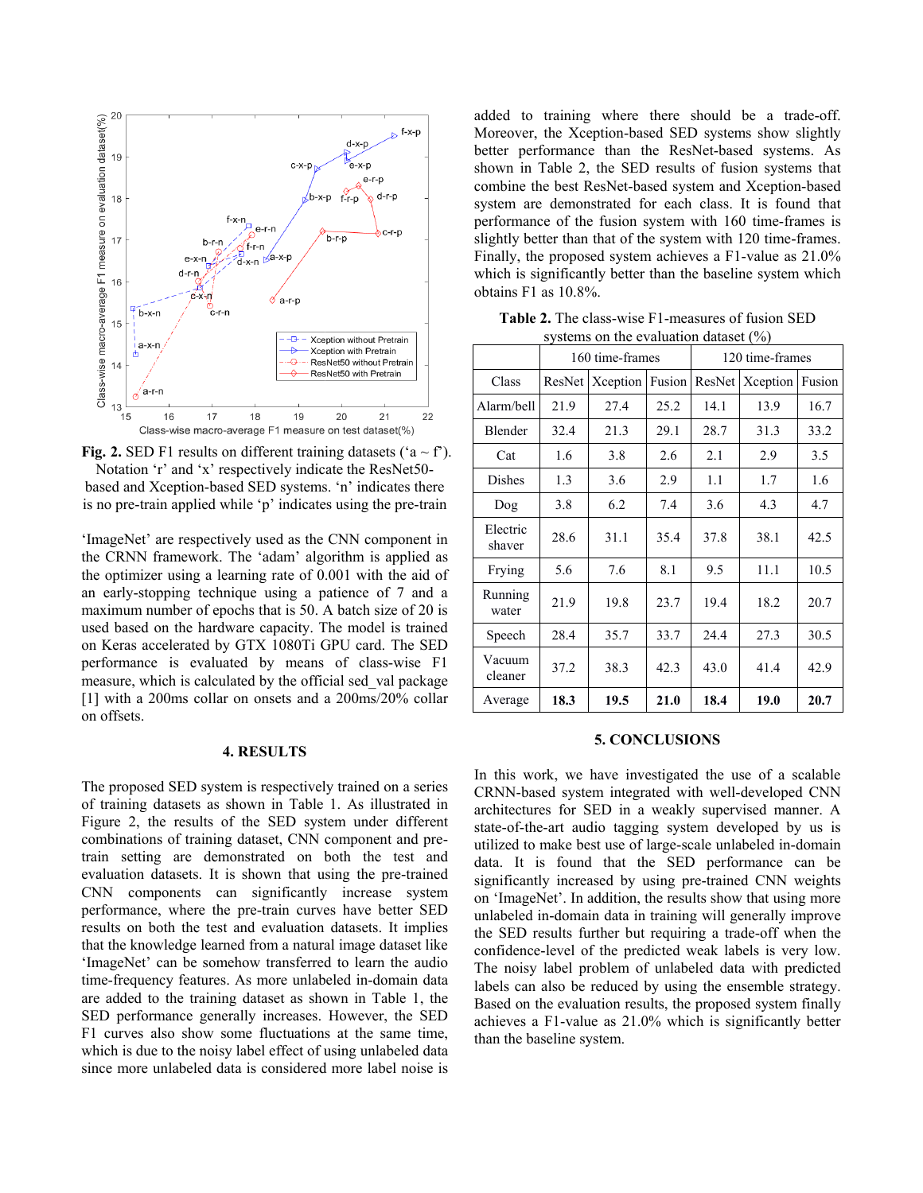**Fig. 2.** SED F1 results on different training datasets ('a ~ f'). Notation 'r' and 'x' respectively indicate the ResNet50-based and Xception-based SED systems. 'n' indicates there is no pre-train applied while 'p' indicates using the pre-train

'ImageNet' are respectively used as the CNN component in the CRNN framework. The 'adam' algorithm is applied as the optimizer using a learning rate of 0.001 with the aid of an early-stopping technique using a patience of 7 and a maximum number of epochs that is 50. A batch size of 20 is used based on the hardware capacity. The model is trained on Keras accelerated by GTX 1080Ti GPU card. The SED performance is evaluated by means of class-wise F1 measure, which is calculated by the official sed_val package [1] with a 200ms collar on onsets and a 200ms/20% collar on offsets.

## 4. RESULTS

The proposed SED system is respectively trained on a series of training datasets as shown in Table 1. As illustrated in Figure 2, the results of the SED system under different combinations of training dataset, CNN component and pre-train setting are demonstrated on both the test and evaluation datasets. It is shown that using the pre-trained CNN components can significantly increase system performance, where the pre-train curves have better SED results on both the test and evaluation datasets. It implies that the knowledge learned from a natural image dataset like 'ImageNet' can be somehow transferred to learn the audio time-frequency features. As more unlabeled in-domain data are added to the training dataset as shown in Table 1, the SED performance generally increases. However, the SED F1 curves also show some fluctuations at the same time, which is due to the noisy label effect of using unlabeled data since more unlabeled data is considered more label noise is added to training where there should be a trade-off. Moreover, the Xception-based SED systems show slightly better performance than the ResNet-based systems. As shown in Table 2, the SED results of fusion systems that combine the best ResNet-based system and Xception-based system are demonstrated for each class. It is found that performance of the fusion system with 160 time-frames is slightly better than that of the system with 120 time-frames. Finally, the proposed system achieves a F1-value as 21.0% which is significantly better than the baseline system which obtains F1 as 10.8%.

**Table 2.** The class-wise F1-measures of fusion SED systems on the evaluation dataset (%)

| | 160 time-frames | | | 120 time-frames | | |
|---|---|---|---|---|---|---|
| Class | ResNet | Xception | Fusion | ResNet | Xception | Fusion |
| Alarm/bell | 21.9 | 27.4 | 25.2 | 14.1 | 13.9 | 16.7 |
| Blender | 32.4 | 21.3 | 29.1 | 28.7 | 31.3 | 33.2 |
| Cat | 1.6 | 3.8 | 2.6 | 2.1 | 2.9 | 3.5 |
| Dishes | 1.3 | 3.6 | 2.9 | 1.1 | 1.7 | 1.6 |
| Dog | 3.8 | 6.2 | 7.4 | 3.6 | 4.3 | 4.7 |
| Electric shaver | 28.6 | 31.1 | 35.4 | 37.8 | 38.1 | 42.5 |
| Frying | 5.6 | 7.6 | 8.1 | 9.5 | 11.1 | 10.5 |
| Running water | 21.9 | 19.8 | 23.7 | 19.4 | 18.2 | 20.7 |
| Speech | 28.4 | 35.7 | 33.7 | 24.4 | 27.3 | 30.5 |
| Vacuum cleaner | 37.2 | 38.3 | 42.3 | 43.0 | 41.4 | 42.9 |
| Average | **18.3** | **19.5** | **21.0** | **18.4** | **19.0** | **20.7** |

## 5. CONCLUSIONS

In this work, we have investigated the use of a scalable CRNN-based system integrated with well-developed CNN architectures for SED in a weakly supervised manner. A state-of-the-art audio tagging system developed by us is utilized to make best use of large-scale unlabeled in-domain data. It is found that the SED performance can be significantly increased by using pre-trained CNN weights on 'ImageNet'. In addition, the results show that using more unlabeled in-domain data in training will generally improve the SED results further but requiring a trade-off when the confidence-level of the predicted weak labels is very low. The noisy label problem of unlabeled data with predicted labels can also be reduced by using the ensemble strategy. Based on the evaluation results, the proposed system finally achieves a F1-value as 21.0% which is significantly better than the baseline system.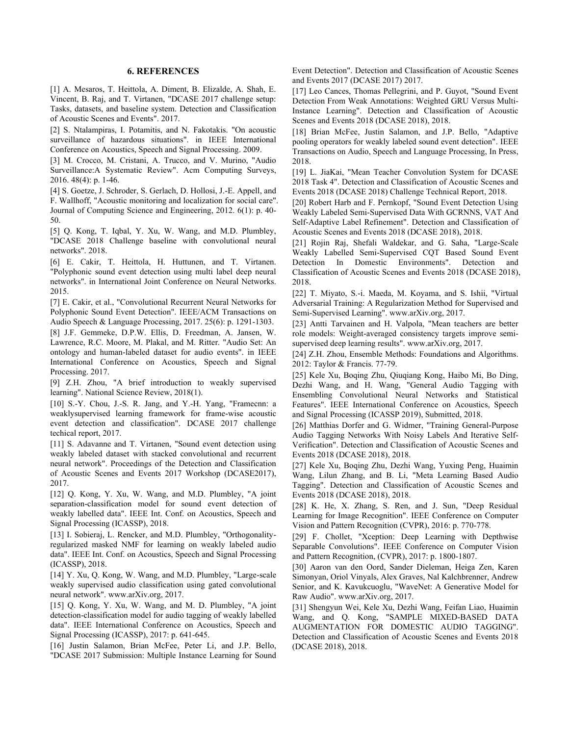## 6. REFERENCES

[1] A. Mesaros, T. Heittola, A. Diment, B. Elizalde, A. Shah, E. Vincent, B. Raj, and T. Virtanen, "DCASE 2017 challenge setup: Tasks, datasets, and baseline system. Detection and Classification of Acoustic Scenes and Events". 2017.

[2] S. Ntalampiras, I. Potamitis, and N. Fakotakis. "On acoustic surveillance of hazardous situations". in IEEE International Conference on Acoustics, Speech and Signal Processing. 2009.

[3] M. Crocco, M. Cristani, A. Trucco, and V. Murino, "Audio Surveillance:A Systematic Review". Acm Computing Surveys, 2016. 48(4): p. 1-46.

[4] S. Goetze, J. Schroder, S. Gerlach, D. Hollosi, J.-E. Appell, and F. Wallhoff, "Acoustic monitoring and localization for social care". Journal of Computing Science and Engineering, 2012. 6(1): p. 40-50.

[5] Q. Kong, T. Iqbal, Y. Xu, W. Wang, and M.D. Plumbley, "DCASE 2018 Challenge baseline with convolutional neural networks". 2018.

[6] E. Cakir, T. Heittola, H. Huttunen, and T. Virtanen. "Polyphonic sound event detection using multi label deep neural networks". in International Joint Conference on Neural Networks. 2015.

[7] E. Cakir, et al., "Convolutional Recurrent Neural Networks for Polyphonic Sound Event Detection". IEEE/ACM Transactions on Audio Speech & Language Processing, 2017. 25(6): p. 1291-1303.

[8] J.F. Gemmeke, D.P.W. Ellis, D. Freedman, A. Jansen, W. Lawrence, R.C. Moore, M. Plakal, and M. Ritter. "Audio Set: An ontology and human-labeled dataset for audio events". in IEEE International Conference on Acoustics, Speech and Signal Processing. 2017.

[9] Z.H. Zhou, "A brief introduction to weakly supervised learning". National Science Review, 2018(1).

[10] S.-Y. Chou, J.-S. R. Jang, and Y.-H. Yang, "Framecnn: a weaklysupervised learning framework for frame-wise acoustic event detection and classification". DCASE 2017 challenge techical report, 2017.

[11] S. Adavanne and T. Virtanen, "Sound event detection using weakly labeled dataset with stacked convolutional and recurrent neural network". Proceedings of the Detection and Classification of Acoustic Scenes and Events 2017 Workshop (DCASE2017), 2017.

[12] Q. Kong, Y. Xu, W. Wang, and M.D. Plumbley, "A joint separation-classification model for sound event detection of weakly labelled data". IEEE Int. Conf. on Acoustics, Speech and Signal Processing (ICASSP), 2018.

[13] I. Sobieraj, L. Rencker, and M.D. Plumbley, "Orthogonality-regularized masked NMF for learning on weakly labeled audio data". IEEE Int. Conf. on Acoustics, Speech and Signal Processing (ICASSP), 2018.

[14] Y. Xu, Q. Kong, W. Wang, and M.D. Plumbley, "Large-scale weakly supervised audio classification using gated convolutional neural network". www.arXiv.org, 2017.

[15] Q. Kong, Y. Xu, W. Wang, and M. D. Plumbley, "A joint detection-classification model for audio tagging of weakly labelled data". IEEE International Conference on Acoustics, Speech and Signal Processing (ICASSP), 2017: p. 641-645.

[16] Justin Salamon, Brian McFee, Peter Li, and J.P. Bello, "DCASE 2017 Submission: Multiple Instance Learning for Sound Event Detection". Detection and Classification of Acoustic Scenes and Events 2017 (DCASE 2017) 2017.

[17] Leo Cances, Thomas Pellegrini, and P. Guyot, "Sound Event Detection From Weak Annotations: Weighted GRU Versus Multi-Instance Learning". Detection and Classification of Acoustic Scenes and Events 2018 (DCASE 2018), 2018.

[18] Brian McFee, Justin Salamon, and J.P. Bello, "Adaptive pooling operators for weakly labeled sound event detection". IEEE Transactions on Audio, Speech and Language Processing, In Press, 2018.

[19] L. JiaKai, "Mean Teacher Convolution System for DCASE 2018 Task 4". Detection and Classification of Acoustic Scenes and Events 2018 (DCASE 2018) Challenge Technical Report, 2018.

[20] Robert Harb and F. Pernkopf, "Sound Event Detection Using Weakly Labeled Semi-Supervised Data With GCRNNS, VAT And Self-Adaptive Label Refinement". Detection and Classification of Acoustic Scenes and Events 2018 (DCASE 2018), 2018.

[21] Rojin Raj, Shefali Waldekar, and G. Saha, "Large-Scale Weakly Labelled Semi-Supervised CQT Based Sound Event Detection In Domestic Environments". Detection and Classification of Acoustic Scenes and Events 2018 (DCASE 2018), 2018.

[22] T. Miyato, S.-i. Maeda, M. Koyama, and S. Ishii, "Virtual Adversarial Training: A Regularization Method for Supervised and Semi-Supervised Learning". www.arXiv.org, 2017.

[23] Antti Tarvainen and H. Valpola, "Mean teachers are better role models: Weight-averaged consistency targets improve semi-supervised deep learning results". www.arXiv.org, 2017.

[24] Z.H. Zhou, Ensemble Methods: Foundations and Algorithms. 2012: Taylor & Francis. 77-79.

[25] Kele Xu, Boqing Zhu, Qiuqiang Kong, Haibo Mi, Bo Ding, Dezhi Wang, and H. Wang, "General Audio Tagging with Ensembling Convolutional Neural Networks and Statistical Features". IEEE International Conference on Acoustics, Speech and Signal Processing (ICASSP 2019), Submitted, 2018.

[26] Matthias Dorfer and G. Widmer, "Training General-Purpose Audio Tagging Networks With Noisy Labels And Iterative Self-Verification". Detection and Classification of Acoustic Scenes and Events 2018 (DCASE 2018), 2018.

[27] Kele Xu, Boqing Zhu, Dezhi Wang, Yuxing Peng, Huaimin Wang, Lilun Zhang, and B. Li, "Meta Learning Based Audio Tagging". Detection and Classification of Acoustic Scenes and Events 2018 (DCASE 2018), 2018.

[28] K. He, X. Zhang, S. Ren, and J. Sun, "Deep Residual Learning for Image Recognition". IEEE Conference on Computer Vision and Pattern Recognition (CVPR), 2016: p. 770-778.

[29] F. Chollet, "Xception: Deep Learning with Depthwise Separable Convolutions". IEEE Conference on Computer Vision and Pattern Recognition, (CVPR), 2017: p. 1800-1807.

[30] Aaron van den Oord, Sander Dieleman, Heiga Zen, Karen Simonyan, Oriol Vinyals, Alex Graves, Nal Kalchbrenner, Andrew Senior, and K. Kavukcuoglu, "WaveNet: A Generative Model for Raw Audio". www.arXiv.org, 2017.

[31] Shengyun Wei, Kele Xu, Dezhi Wang, Feifan Liao, Huaimin Wang, and Q. Kong, "SAMPLE MIXED-BASED DATA AUGMENTATION FOR DOMESTIC AUDIO TAGGING". Detection and Classification of Acoustic Scenes and Events 2018 (DCASE 2018), 2018.